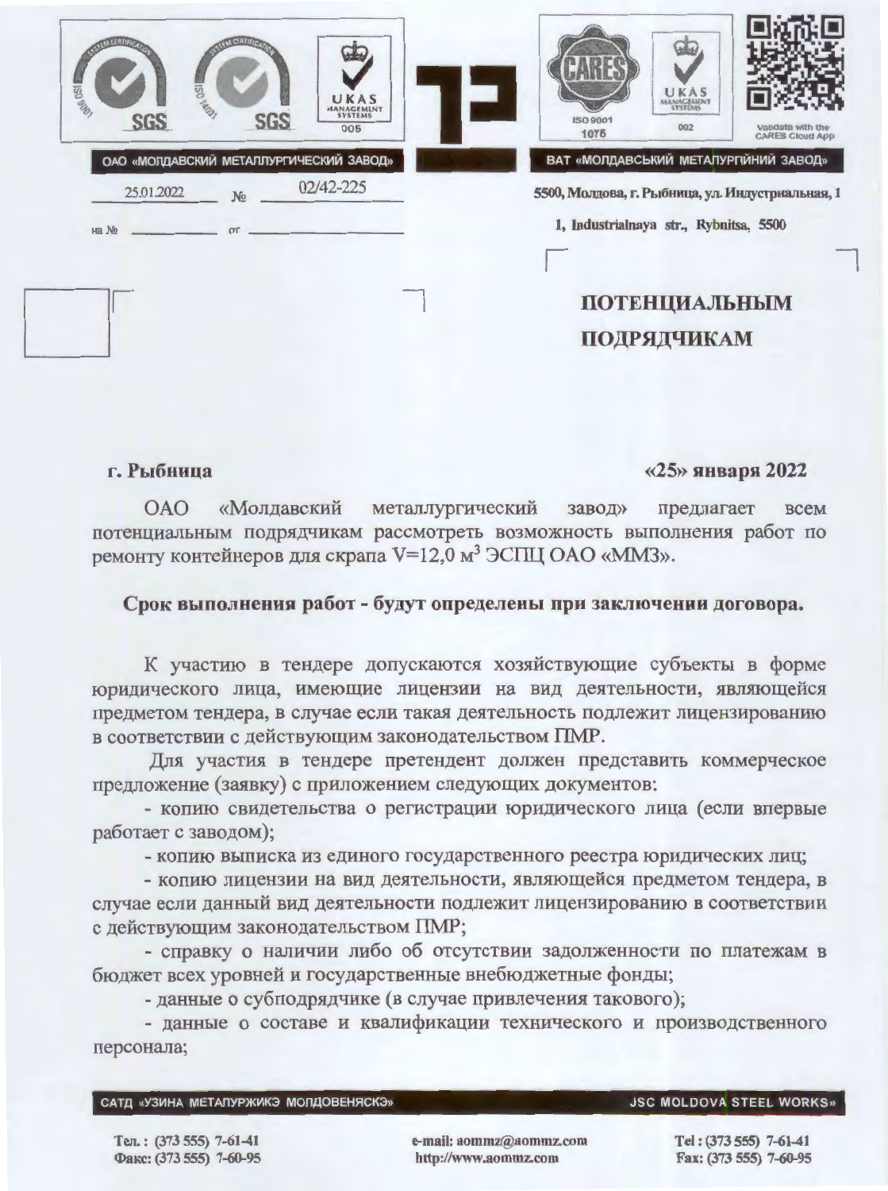ОАО «МОЛДАВСКИЙ МЕТАЛЛУРГИЧЕСКИЙ ЗАВОД»

ВАТ «МОЛДАВСЬКИЙ МЕТАЛУРГІЙНИЙ ЗАВОД»

25.01.2022 № 02/42-225

на № \_\_\_\_\_\_\_\_ от \_\_\_\_\_\_\_\_

5500, Молдова, г. Рыбница, ул. Индустриальная, 1

1, Industrialnaya str., Rybnitsa, 5500

**ПОТЕНЦИАЛЬНЫМ ПОДРЯДЧИКАМ**

**г. Рыбница** **«25» января 2022**

ОАО «Молдавский металлургический завод» предлагает всем потенциальным подрядчикам рассмотреть возможность выполнения работ по ремонту контейнеров для скрапа V=12,0 м$^3$ ЭСПЦ ОАО «ММЗ».

**Срок выполнения работ - будут определены при заключении договора.**

К участию в тендере допускаются хозяйствующие субъекты в форме юридического лица, имеющие лицензии на вид деятельности, являющейся предметом тендера, в случае если такая деятельность подлежит лицензированию в соответствии с действующим законодательством ПМР.

Для участия в тендере претендент должен представить коммерческое предложение (заявку) с приложением следующих документов:

- копию свидетельства о регистрации юридического лица (если впервые работает с заводом);
- копию выписка из единого государственного реестра юридических лиц;
- копию лицензии на вид деятельности, являющейся предметом тендера, в случае если данный вид деятельности подлежит лицензированию в соответствии с действующим законодательством ПМР;
- справку о наличии либо об отсутствии задолженности по платежам в бюджет всех уровней и государственные внебюджетные фонды;
- данные о субподрядчике (в случае привлечения такового);
- данные о составе и квалификации технического и производственного персонала;

САТД «УЗИНА МЕТАЛУРЖИКЭ МОЛДОВЕНЯСКЭ» JSC MOLDOVA STEEL WORKS»

Тел.: (373 555) 7-61-41
Факс: (373 555) 7-60-95

e-mail: aommz@aommz.com
http://www.aommz.com

Tel: (373 555) 7-61-41
Fax: (373 555) 7-60-95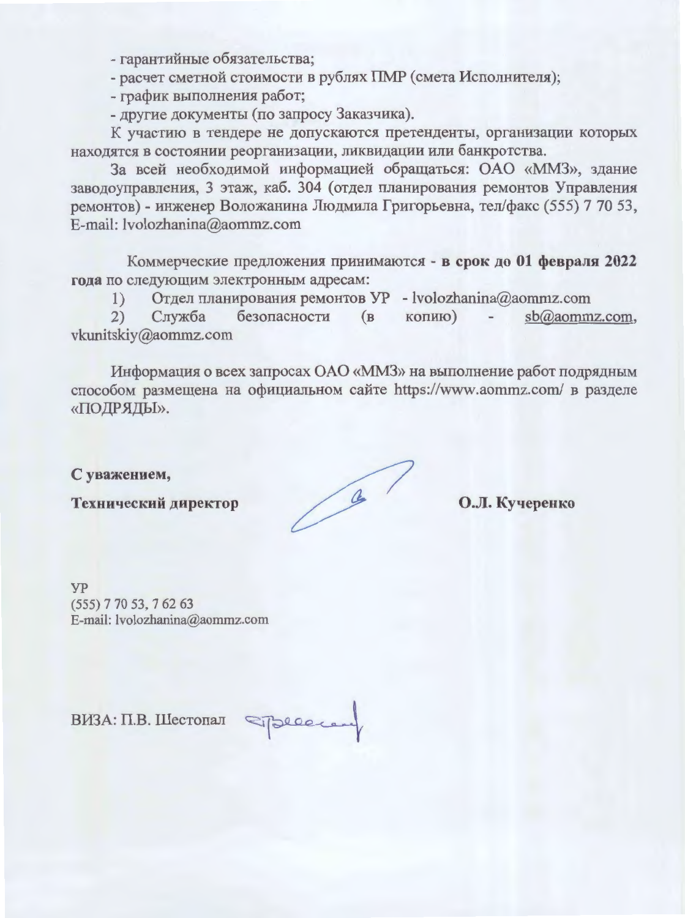- гарантийные обязательства;
- расчет сметной стоимости в рублях ПМР (смета Исполнителя);
- график выполнения работ;
- другие документы (по запросу Заказчика).

К участию в тендере не допускаются претенденты, организации которых находятся в состоянии реорганизации, ликвидации или банкротства.

За всей необходимой информацией обращаться: ОАО «ММЗ», здание заводоуправления, 3 этаж, каб. 304 (отдел планирования ремонтов Управления ремонтов) - инженер Воложанина Людмила Григорьевна, тел/факс (555) 7 70 53, E-mail: lvolozhanina@aommz.com

Коммерческие предложения принимаются - **в срок до 01 февраля 2022 года** по следующим электронным адресам:

1) Отдел планирования ремонтов УР - lvolozhanina@aommz.com
2) Служба безопасности (в копию) - sb@aommz.com, vkunitskiy@aommz.com

Информация о всех запросах ОАО «ММЗ» на выполнение работ подрядным способом размещена на официальном сайте https://www.aommz.com/ в разделе «ПОДРЯДЫ».

**С уважением,**

**Технический директор** **О.Л. Кучеренко**

УР
(555) 7 70 53, 7 62 63
E-mail: lvolozhanina@aommz.com

ВИЗА: П.В. Шестопал